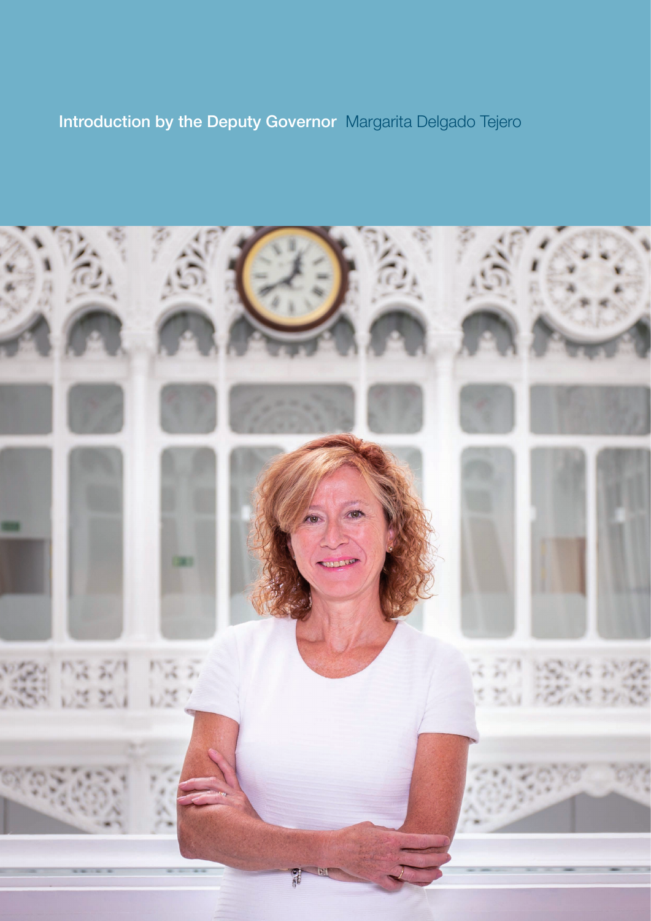# Introduction by the Deputy Governor Margarita Delgado Tejero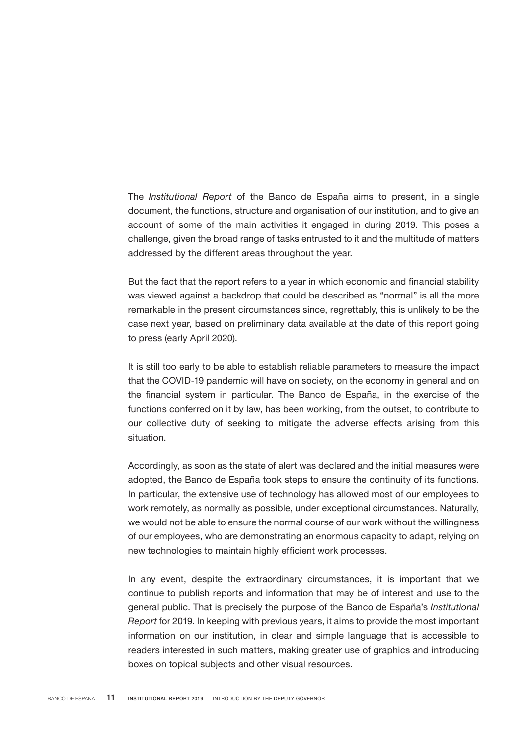The *Institutional Report* of the Banco de España aims to present, in a single document, the functions, structure and organisation of our institution, and to give an account of some of the main activities it engaged in during 2019. This poses a challenge, given the broad range of tasks entrusted to it and the multitude of matters addressed by the different areas throughout the year.

But the fact that the report refers to a year in which economic and financial stability was viewed against a backdrop that could be described as "normal" is all the more remarkable in the present circumstances since, regrettably, this is unlikely to be the case next year, based on preliminary data available at the date of this report going to press (early April 2020).

It is still too early to be able to establish reliable parameters to measure the impact that the COVID-19 pandemic will have on society, on the economy in general and on the financial system in particular. The Banco de España, in the exercise of the functions conferred on it by law, has been working, from the outset, to contribute to our collective duty of seeking to mitigate the adverse effects arising from this situation.

Accordingly, as soon as the state of alert was declared and the initial measures were adopted, the Banco de España took steps to ensure the continuity of its functions. In particular, the extensive use of technology has allowed most of our employees to work remotely, as normally as possible, under exceptional circumstances. Naturally, we would not be able to ensure the normal course of our work without the willingness of our employees, who are demonstrating an enormous capacity to adapt, relying on new technologies to maintain highly efficient work processes.

In any event, despite the extraordinary circumstances, it is important that we continue to publish reports and information that may be of interest and use to the general public. That is precisely the purpose of the Banco de España's *Institutional Report* for 2019. In keeping with previous years, it aims to provide the most important information on our institution, in clear and simple language that is accessible to readers interested in such matters, making greater use of graphics and introducing boxes on topical subjects and other visual resources.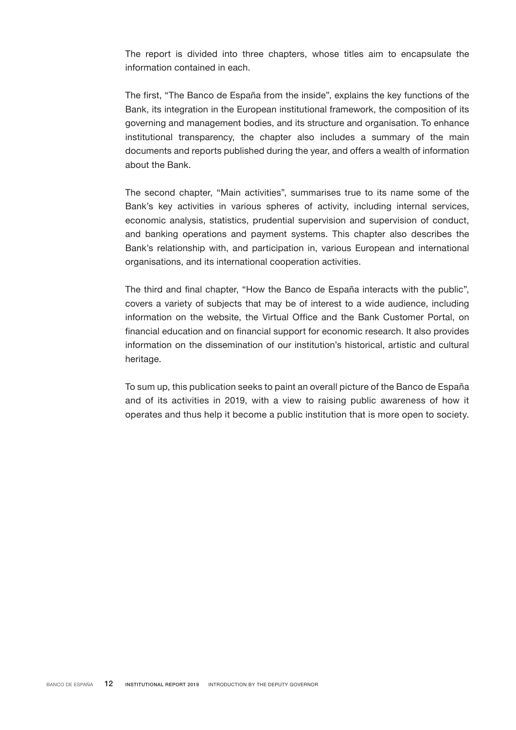The report is divided into three chapters, whose titles aim to encapsulate the information contained in each.

The first, "The Banco de España from the inside", explains the key functions of the Bank, its integration in the European institutional framework, the composition of its governing and management bodies, and its structure and organisation. To enhance institutional transparency, the chapter also includes a summary of the main documents and reports published during the year, and offers a wealth of information about the Bank.

The second chapter, "Main activities", summarises true to its name some of the Bank's key activities in various spheres of activity, including internal services, economic analysis, statistics, prudential supervision and supervision of conduct, and banking operations and payment systems. This chapter also describes the Bank's relationship with, and participation in, various European and international organisations, and its international cooperation activities.

The third and final chapter, "How the Banco de España interacts with the public", covers a variety of subjects that may be of interest to a wide audience, including information on the website, the Virtual Office and the Bank Customer Portal, on financial education and on financial support for economic research. It also provides information on the dissemination of our institution's historical, artistic and cultural heritage.

To sum up, this publication seeks to paint an overall picture of the Banco de España and of its activities in 2019, with a view to raising public awareness of how it operates and thus help it become a public institution that is more open to society.